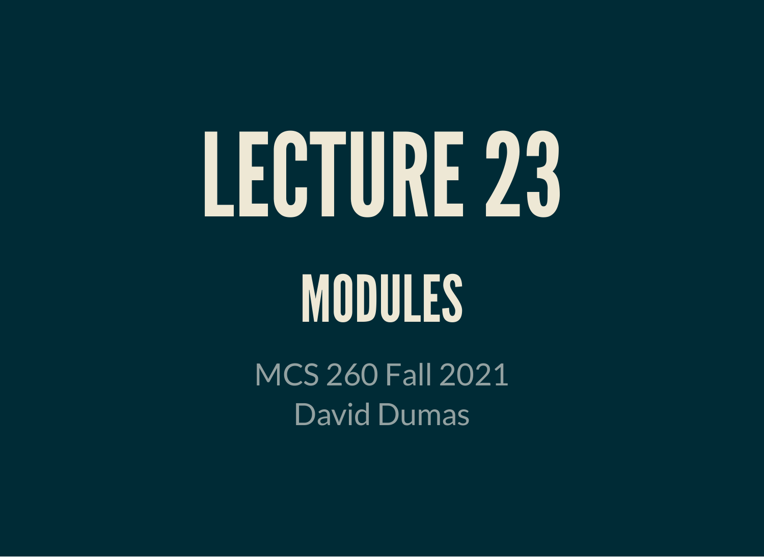# LECTURE 23

## MODULES

MCS 260 Fall 2021
David Dumas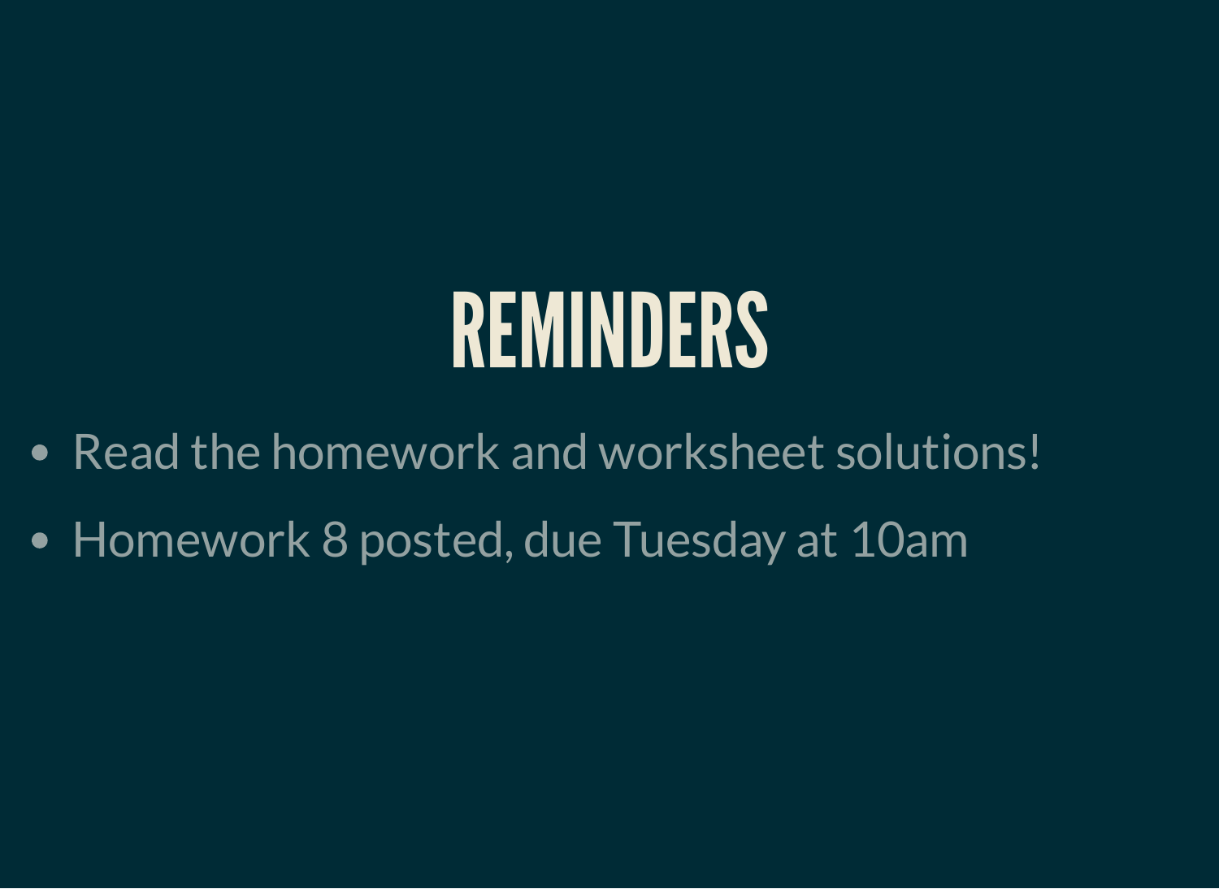# REMINDERS

- Read the homework and worksheet solutions!
- Homework 8 posted, due Tuesday at 10am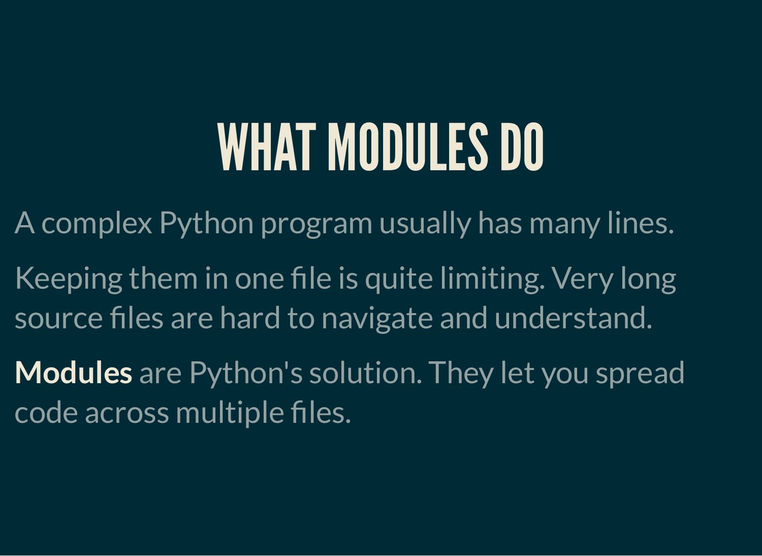# WHAT MODULES DO

A complex Python program usually has many lines.

Keeping them in one file is quite limiting. Very long source files are hard to navigate and understand.

**Modules** are Python's solution. They let you spread code across multiple files.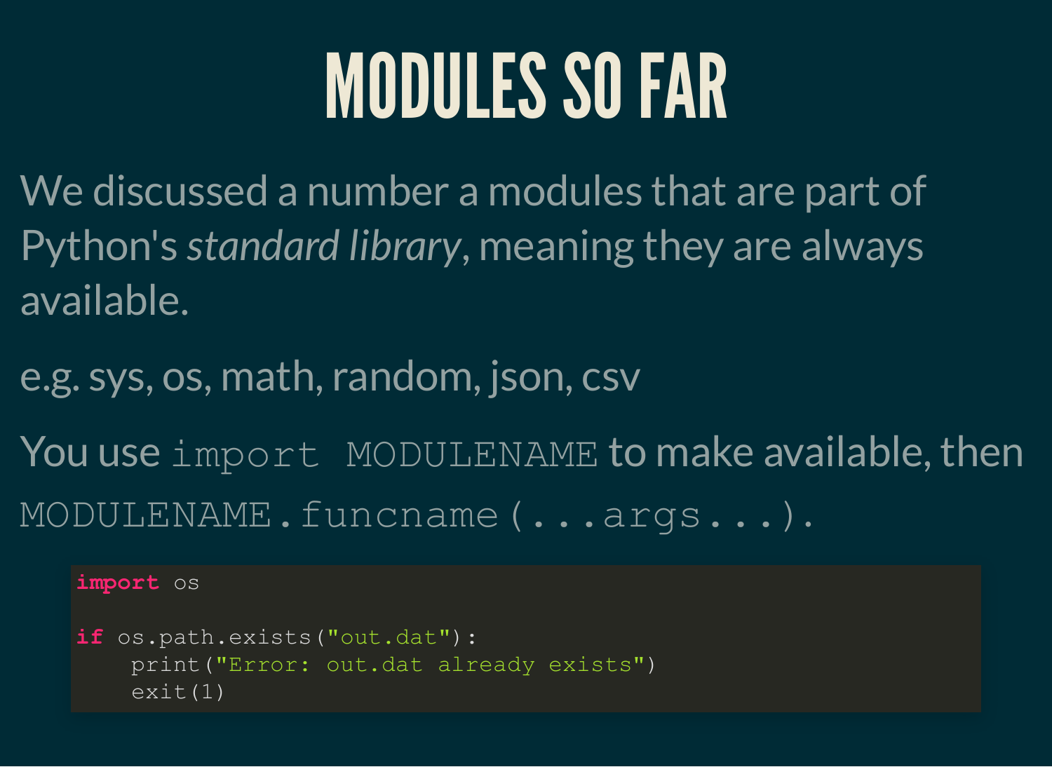# MODULES SO FAR

We discussed a number a modules that are part of Python's *standard library*, meaning they are always available.

e.g. sys, os, math, random, json, csv

You use `import MODULENAME` to make available, then `MODULENAME.funcname(...args...)`.

```python
import os

if os.path.exists("out.dat"):
    print("Error: out.dat already exists")
    exit(1)
```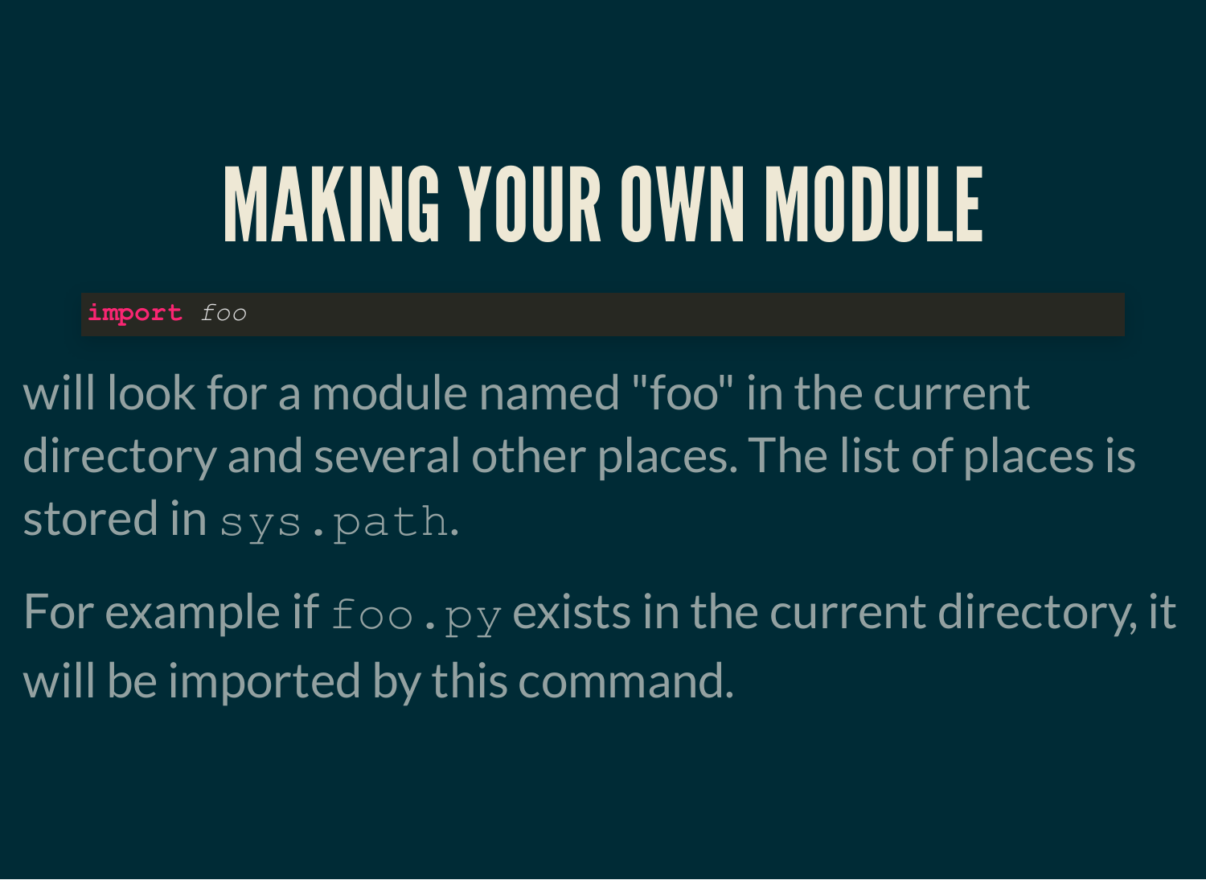# MAKING YOUR OWN MODULE

```python
import foo
```

will look for a module named "foo" in the current directory and several other places. The list of places is stored in `sys.path`.

For example if `foo.py` exists in the current directory, it will be imported by this command.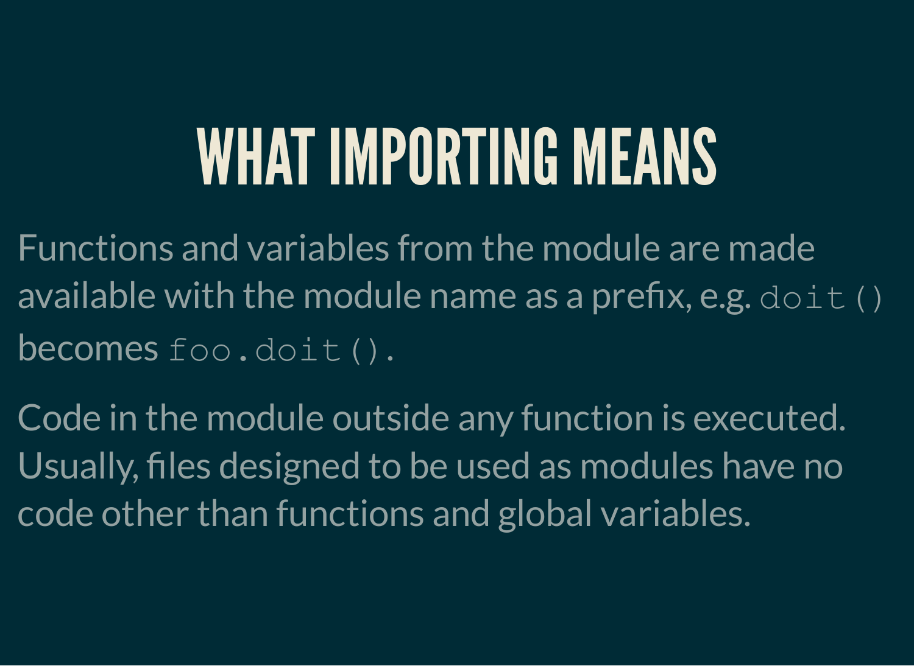# WHAT IMPORTING MEANS

Functions and variables from the module are made available with the module name as a prefix, e.g. `doit()` becomes `foo.doit()`.

Code in the module outside any function is executed. Usually, files designed to be used as modules have no code other than functions and global variables.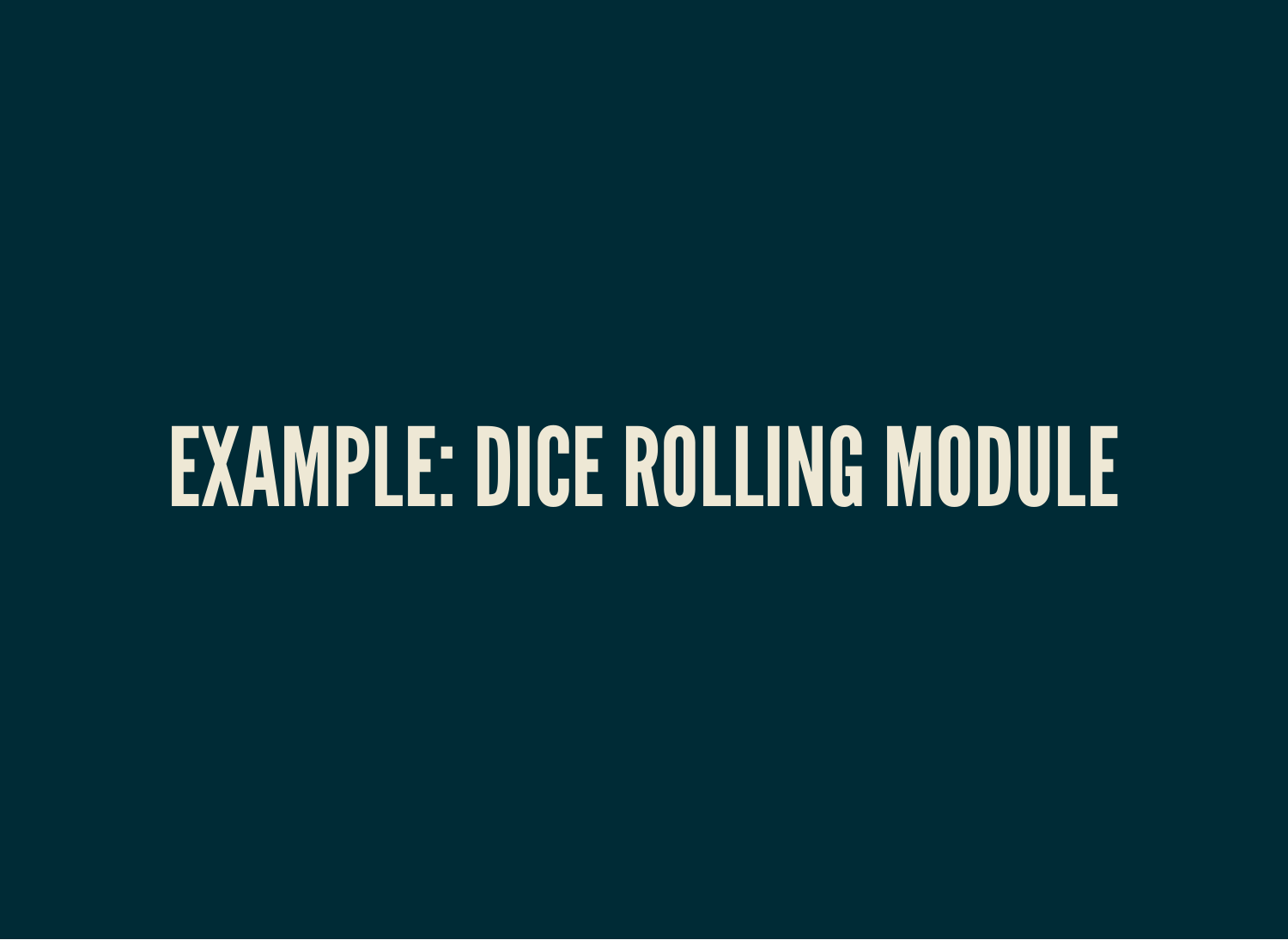# EXAMPLE: DICE ROLLING MODULE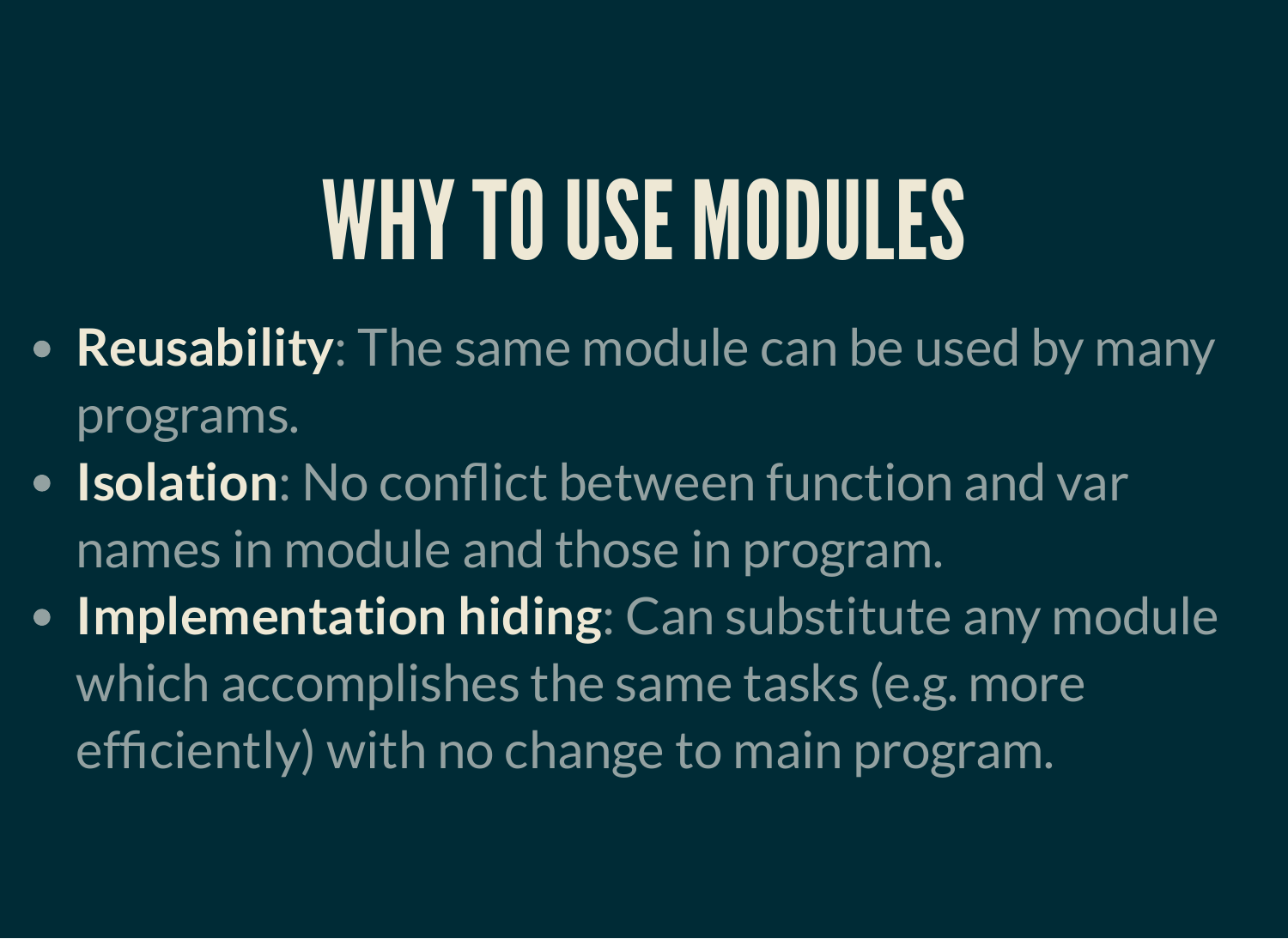# WHY TO USE MODULES

- **Reusability**: The same module can be used by many programs.
- **Isolation**: No conflict between function and var names in module and those in program.
- **Implementation hiding**: Can substitute any module which accomplishes the same tasks (e.g. more efficiently) with no change to main program.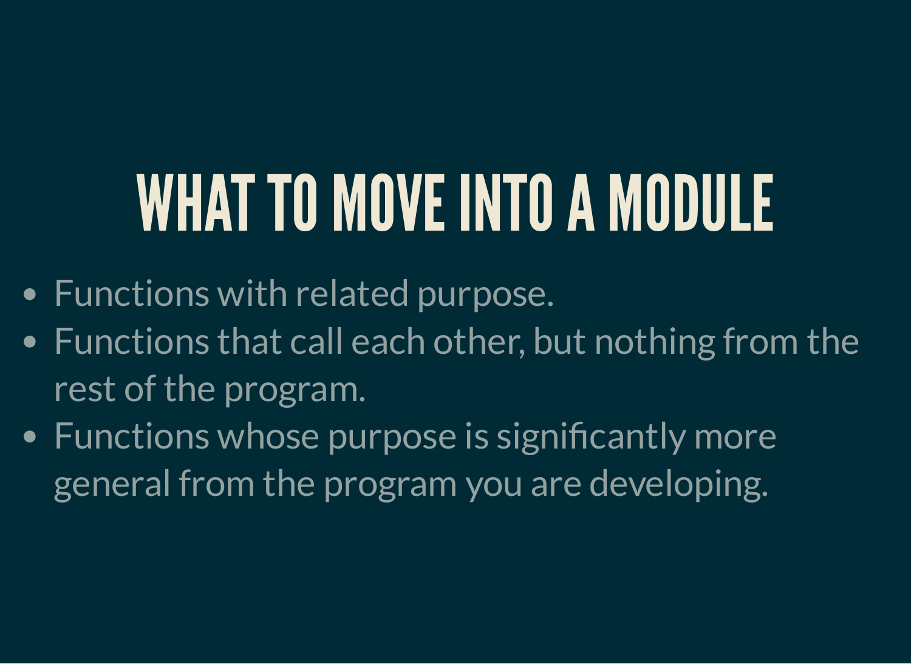# WHAT TO MOVE INTO A MODULE

- Functions with related purpose.
- Functions that call each other, but nothing from the rest of the program.
- Functions whose purpose is significantly more general from the program you are developing.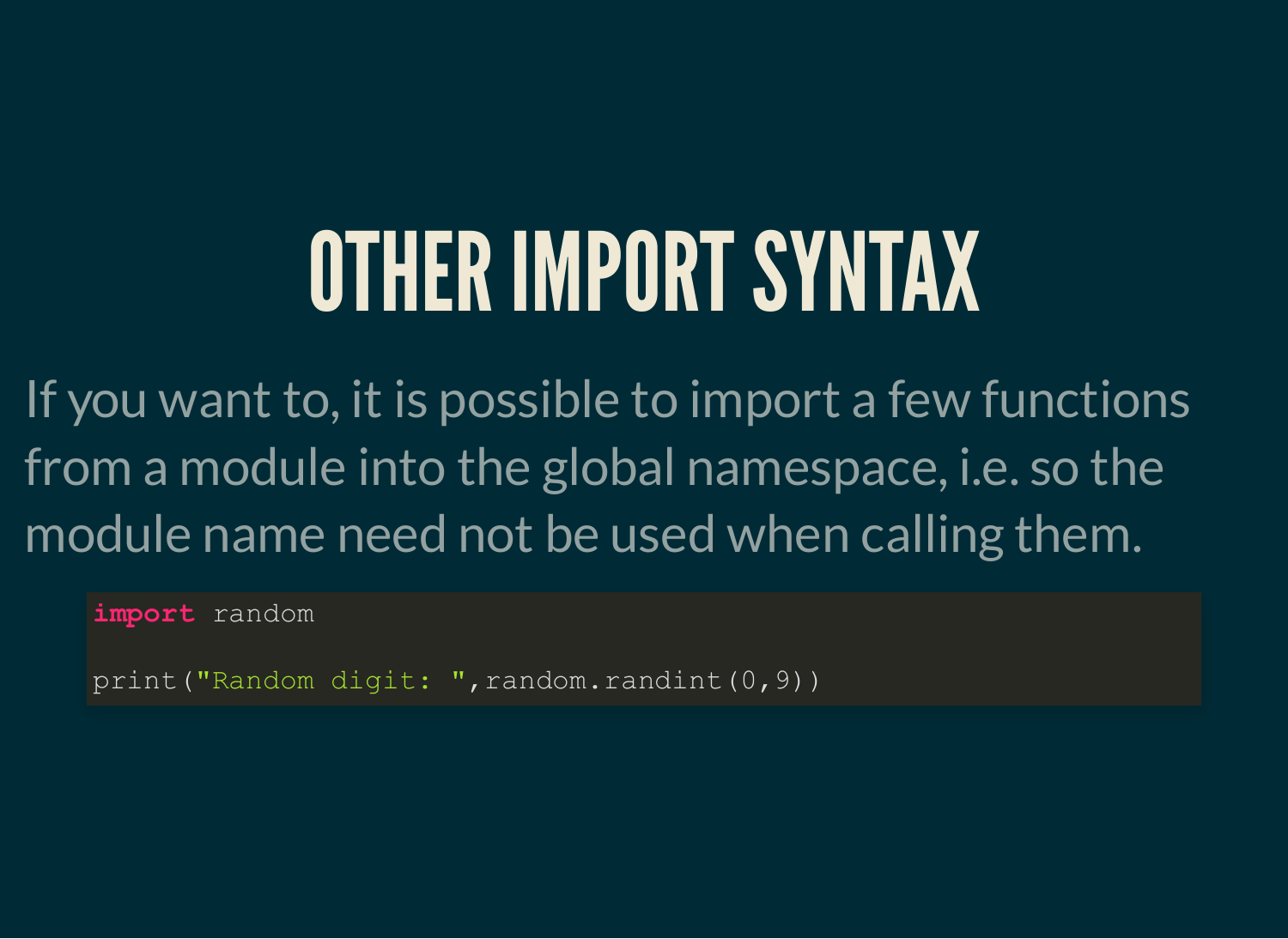# OTHER IMPORT SYNTAX

If you want to, it is possible to import a few functions from a module into the global namespace, i.e. so the module name need not be used when calling them.

```python
import random

print("Random digit: ",random.randint(0,9))
```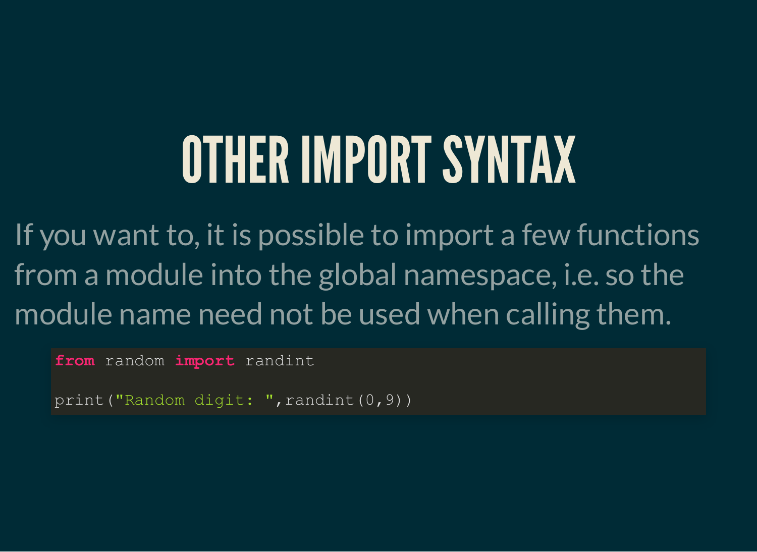# OTHER IMPORT SYNTAX

If you want to, it is possible to import a few functions from a module into the global namespace, i.e. so the module name need not be used when calling them.

```
from random import randint

print("Random digit: ",randint(0,9))
```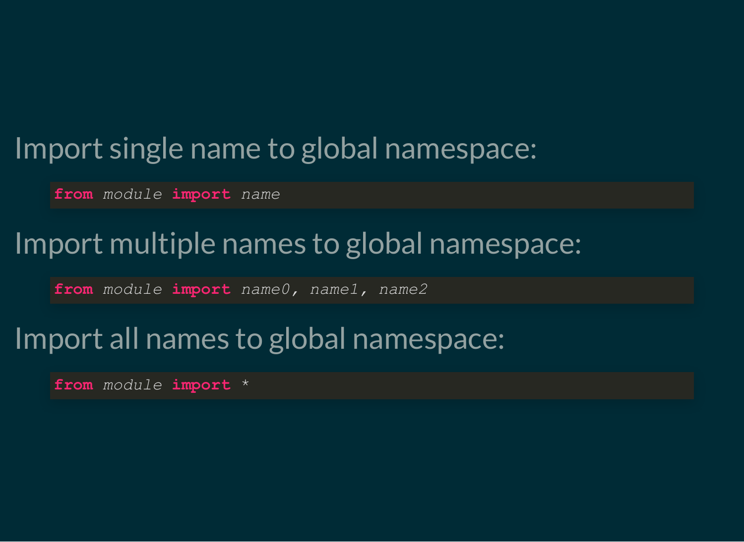Import single name to global namespace:

```
from module import name
```

Import multiple names to global namespace:

```
from module import name0, name1, name2
```

Import all names to global namespace:

```
from module import *
```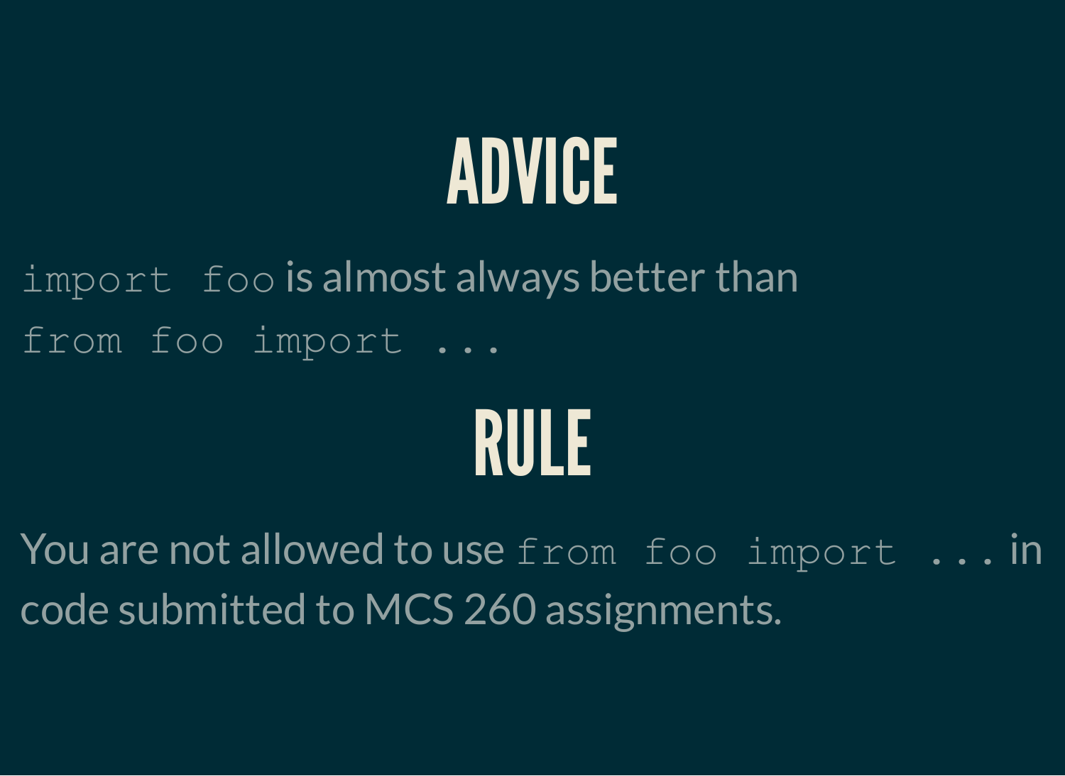# ADVICE

`import foo` is almost always better than `from foo import ...`

# RULE

You are not allowed to use `from foo import ...` in code submitted to MCS 260 assignments.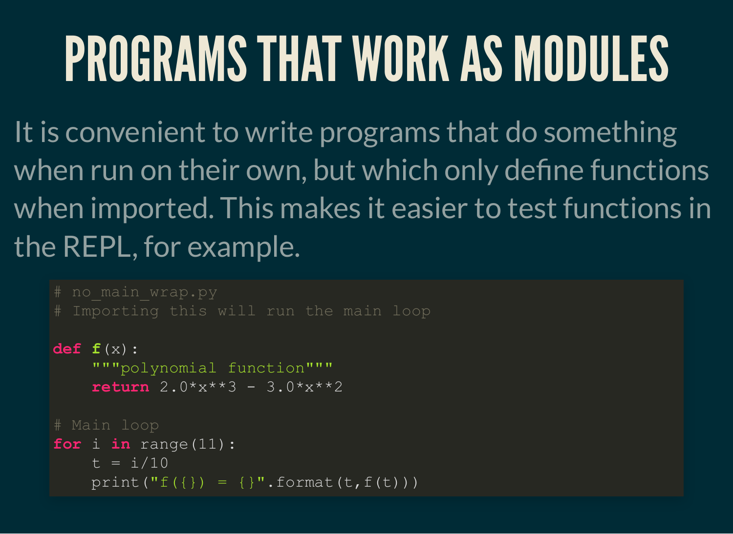# PROGRAMS THAT WORK AS MODULES

It is convenient to write programs that do something when run on their own, but which only define functions when imported. This makes it easier to test functions in the REPL, for example.

```python
# no_main_wrap.py
# Importing this will run the main loop

def f(x):
    """polynomial function"""
    return 2.0*x**3 - 3.0*x**2

# Main loop
for i in range(11):
    t = i/10
    print("f({}) = {}".format(t,f(t)))
```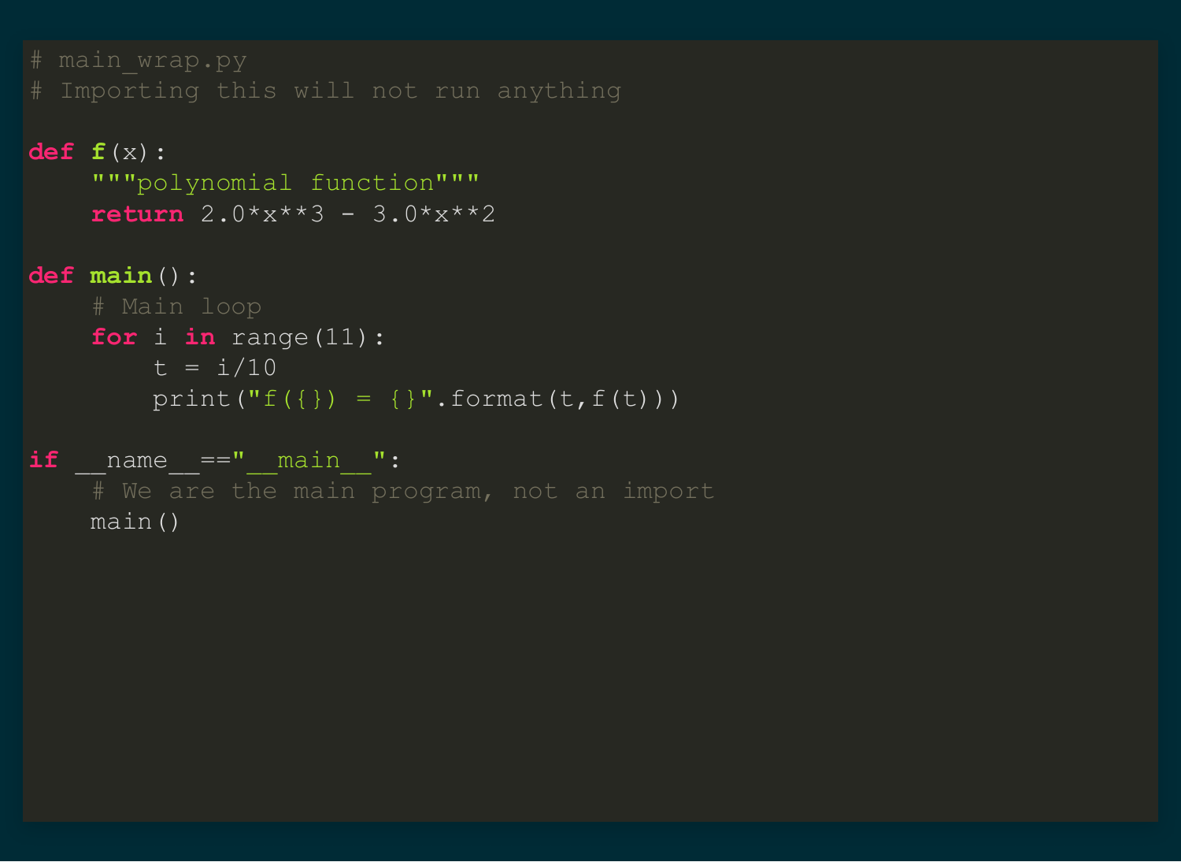```python
# main_wrap.py
# Importing this will not run anything

def f(x):
    """polynomial function"""
    return 2.0*x**3 - 3.0*x**2

def main():
    # Main loop
    for i in range(11):
        t = i/10
        print("f({}) = {}".format(t,f(t)))

if __name__=="__main__":
    # We are the main program, not an import
    main()
```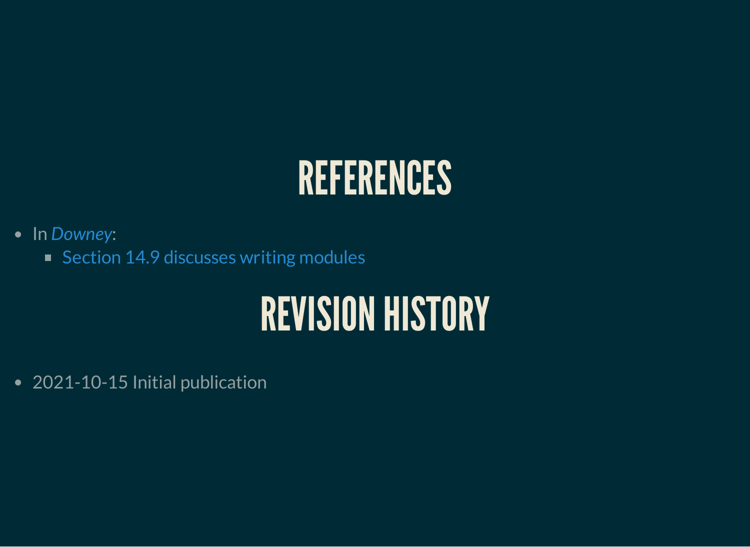# REFERENCES

- In *Downey*:
  - Section 14.9 discusses writing modules

# REVISION HISTORY

- 2021-10-15 Initial publication